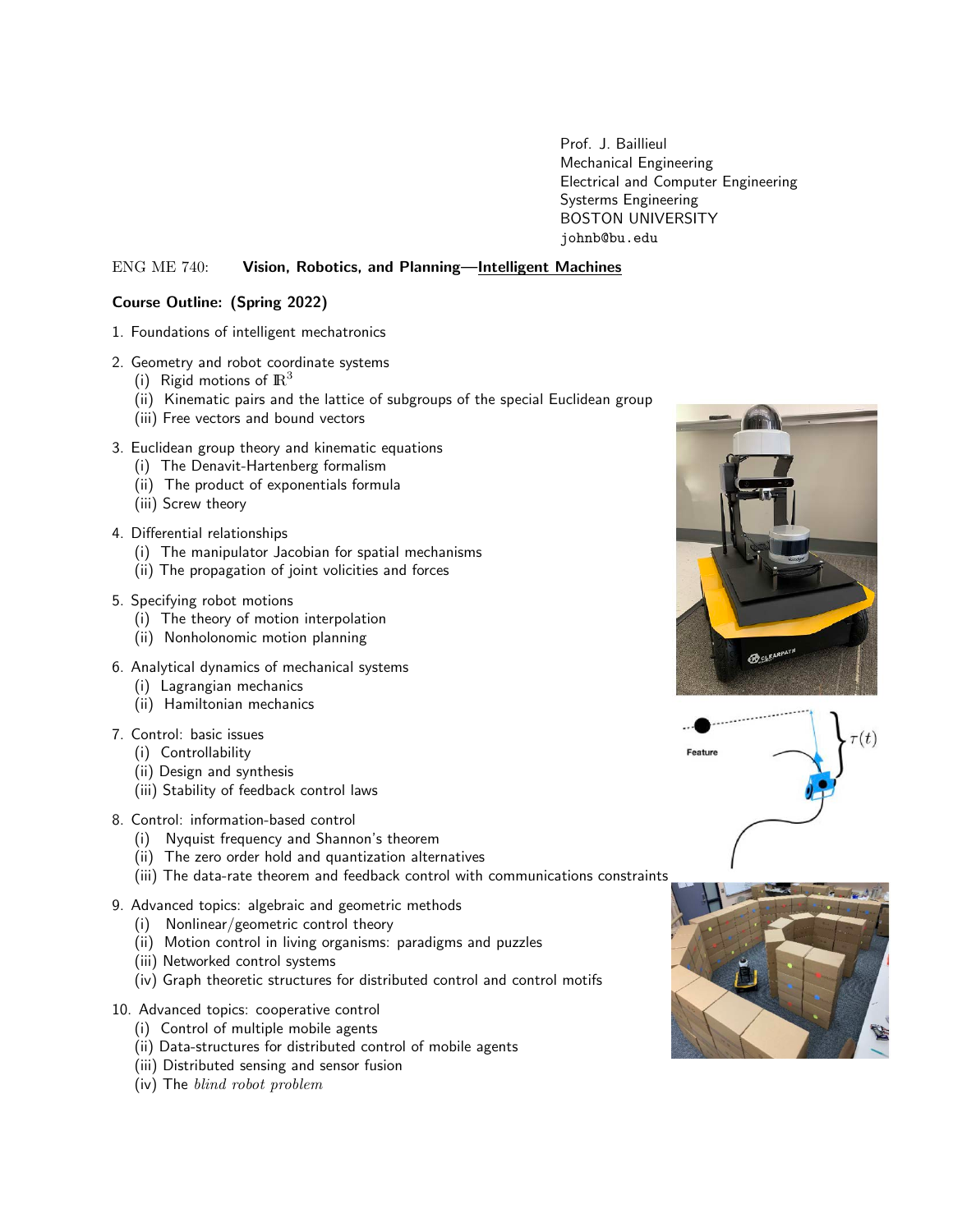Prof. J. Baillieul
Mechanical Engineering
Electrical and Computer Engineering
Systerms Engineering
BOSTON UNIVERSITY
johnb@bu.edu

ENG ME 740: **Vision, Robotics, and Planning—Intelligent Machines**

**Course Outline: (Spring 2022)**

1. Foundations of intelligent mechatronics
2. Geometry and robot coordinate systems
   (i) Rigid motions of $\mathbb{R}^3$
   (ii) Kinematic pairs and the lattice of subgroups of the special Euclidean group
   (iii) Free vectors and bound vectors
3. Euclidean group theory and kinematic equations
   (i) The Denavit-Hartenberg formalism
   (ii) The product of exponentials formula
   (iii) Screw theory
4. Differential relationships
   (i) The manipulator Jacobian for spatial mechanisms
   (ii) The propagation of joint volicities and forces
5. Specifying robot motions
   (i) The theory of motion interpolation
   (ii) Nonholonomic motion planning
6. Analytical dynamics of mechanical systems
   (i) Lagrangian mechanics
   (ii) Hamiltonian mechanics
7. Control: basic issues
   (i) Controllability
   (ii) Design and synthesis
   (iii) Stability of feedback control laws
8. Control: information-based control
   (i) Nyquist frequency and Shannon's theorem
   (ii) The zero order hold and quantization alternatives
   (iii) The data-rate theorem and feedback control with communications constraints
9. Advanced topics: algebraic and geometric methods
   (i) Nonlinear/geometric control theory
   (ii) Motion control in living organisms: paradigms and puzzles
   (iii) Networked control systems
   (iv) Graph theoretic structures for distributed control and control motifs
10. Advanced topics: cooperative control
    (i) Control of multiple mobile agents
    (ii) Data-structures for distributed control of mobile agents
    (iii) Distributed sensing and sensor fusion
    (iv) The *blind robot problem*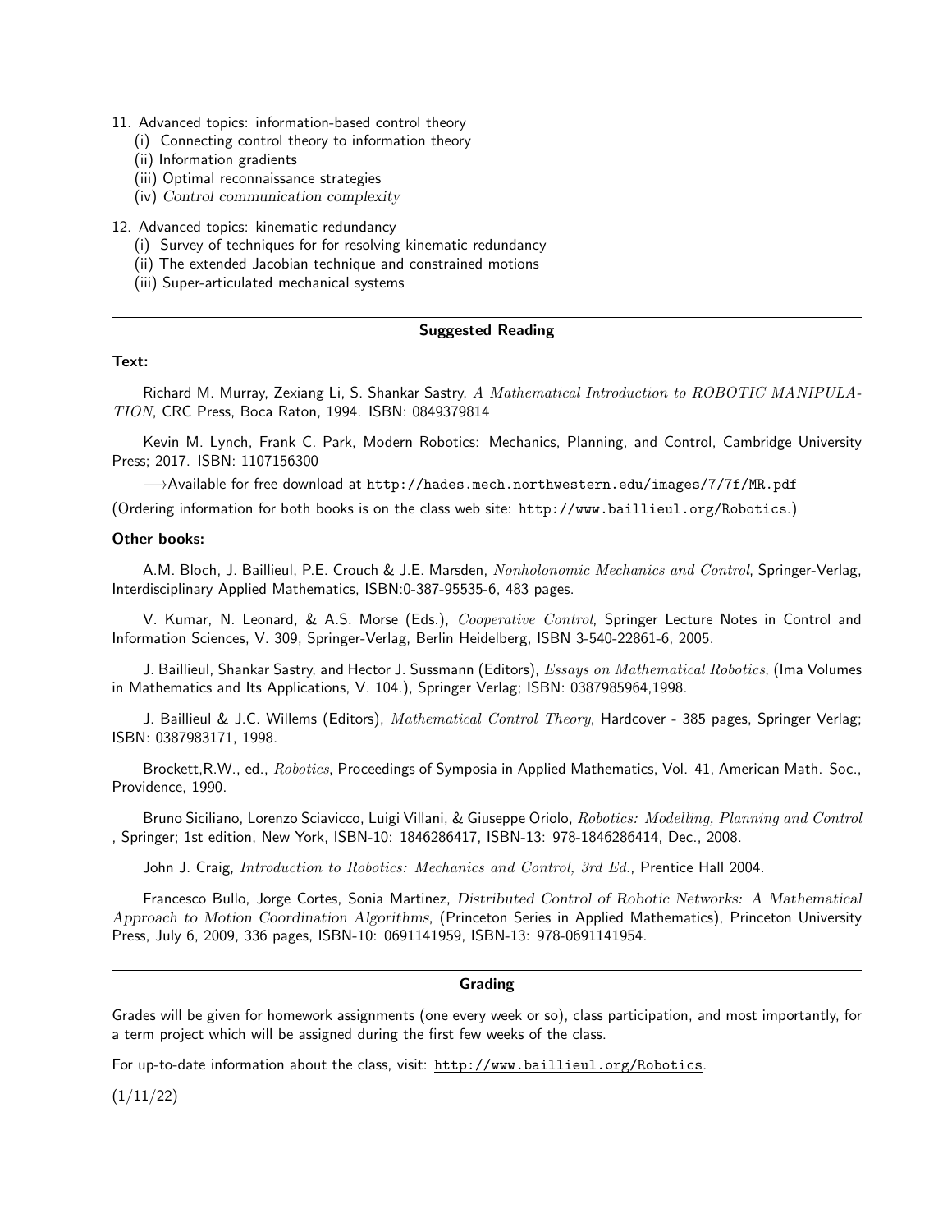11. Advanced topics: information-based control theory
    (i) Connecting control theory to information theory
    (ii) Information gradients
    (iii) Optimal reconnaissance strategies
    (iv) *Control communication complexity*

12. Advanced topics: kinematic redundancy
    (i) Survey of techniques for for resolving kinematic redundancy
    (ii) The extended Jacobian technique and constrained motions
    (iii) Super-articulated mechanical systems

---

## Suggested Reading

**Text:**

Richard M. Murray, Zexiang Li, S. Shankar Sastry, *A Mathematical Introduction to ROBOTIC MANIPULATION*, CRC Press, Boca Raton, 1994. ISBN: 0849379814

Kevin M. Lynch, Frank C. Park, Modern Robotics: Mechanics, Planning, and Control, Cambridge University Press; 2017. ISBN: 1107156300

⟶Available for free download at `http://hades.mech.northwestern.edu/images/7/7f/MR.pdf`

(Ordering information for both books is on the class web site: `http://www.baillieul.org/Robotics`.)

**Other books:**

A.M. Bloch, J. Baillieul, P.E. Crouch & J.E. Marsden, *Nonholonomic Mechanics and Control*, Springer-Verlag, Interdisciplinary Applied Mathematics, ISBN:0-387-95535-6, 483 pages.

V. Kumar, N. Leonard, & A.S. Morse (Eds.), *Cooperative Control*, Springer Lecture Notes in Control and Information Sciences, V. 309, Springer-Verlag, Berlin Heidelberg, ISBN 3-540-22861-6, 2005.

J. Baillieul, Shankar Sastry, and Hector J. Sussmann (Editors), *Essays on Mathematical Robotics*, (Ima Volumes in Mathematics and Its Applications, V. 104.), Springer Verlag; ISBN: 0387985964,1998.

J. Baillieul & J.C. Willems (Editors), *Mathematical Control Theory*, Hardcover - 385 pages, Springer Verlag; ISBN: 0387983171, 1998.

Brockett,R.W., ed., *Robotics*, Proceedings of Symposia in Applied Mathematics, Vol. 41, American Math. Soc., Providence, 1990.

Bruno Siciliano, Lorenzo Sciavicco, Luigi Villani, & Giuseppe Oriolo, *Robotics: Modelling, Planning and Control* , Springer; 1st edition, New York, ISBN-10: 1846286417, ISBN-13: 978-1846286414, Dec., 2008.

John J. Craig, *Introduction to Robotics: Mechanics and Control, 3rd Ed.*, Prentice Hall 2004.

Francesco Bullo, Jorge Cortes, Sonia Martinez, *Distributed Control of Robotic Networks: A Mathematical Approach to Motion Coordination Algorithms*, (Princeton Series in Applied Mathematics), Princeton University Press, July 6, 2009, 336 pages, ISBN-10: 0691141959, ISBN-13: 978-0691141954.

---

## Grading

Grades will be given for homework assignments (one every week or so), class participation, and most importantly, for a term project which will be assigned during the first few weeks of the class.

For up-to-date information about the class, visit: `http://www.baillieul.org/Robotics`.

(1/11/22)